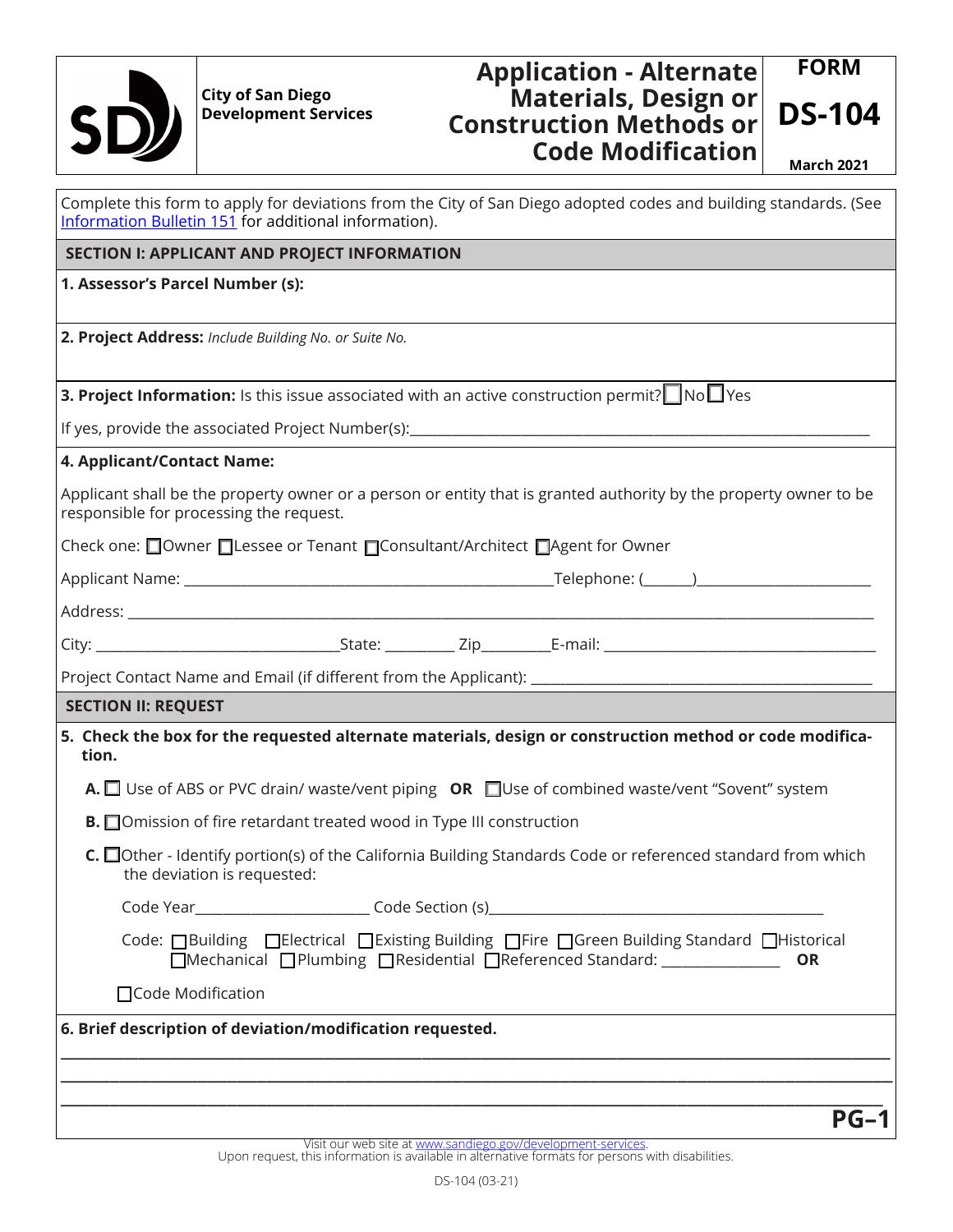City of San Diego
Development Services

# Application - Alternate Materials, Design or Construction Methods or Code Modification

**FORM**
**DS-104**
**March 2021**

Complete this form to apply for deviations from the City of San Diego adopted codes and building standards. (See Information Bulletin 151 for additional information).

## SECTION I: APPLICANT AND PROJECT INFORMATION

**1. Assessor's Parcel Number (s):**

**2. Project Address:** *Include Building No. or Suite No.*

**3. Project Information:** Is this issue associated with an active construction permit? ☐ No ☐ Yes

If yes, provide the associated Project Number(s):______________________________________________

**4. Applicant/Contact Name:**

Applicant shall be the property owner or a person or entity that is granted authority by the property owner to be responsible for processing the request.

Check one: ☐ Owner ☐ Lessee or Tenant ☐ Consultant/Architect ☐ Agent for Owner

Applicant Name: ______________________________________ Telephone: (______)____________________

Address: ________________________________________________________________________________

City: ___________________________ State: ________ Zip________ E-mail: ______________________________

Project Contact Name and Email (if different from the Applicant): ______________________________________

## SECTION II: REQUEST

**5. Check the box for the requested alternate materials, design or construction method or code modification.**

**A.** ☐ Use of ABS or PVC drain/ waste/vent piping **OR** ☐ Use of combined waste/vent "Sovent" system

**B.** ☐ Omission of fire retardant treated wood in Type III construction

**C.** ☐ Other - Identify portion(s) of the California Building Standards Code or referenced standard from which the deviation is requested:

Code Year_____________________ Code Section (s)________________________________________

Code: ☐ Building ☐ Electrical ☐ Existing Building ☐ Fire ☐ Green Building Standard ☐ Historical ☐ Mechanical ☐ Plumbing ☐ Residential ☐ Referenced Standard: _______________ **OR**

☐ Code Modification

**6. Brief description of deviation/modification requested.**

_______________________________________________________________________________________________

_______________________________________________________________________________________________

_______________________________________________________________________________________________

Visit our web site at www.sandiego.gov/development-services.
Upon request, this information is available in alternative formats for persons with disabilities.

DS-104 (03-21)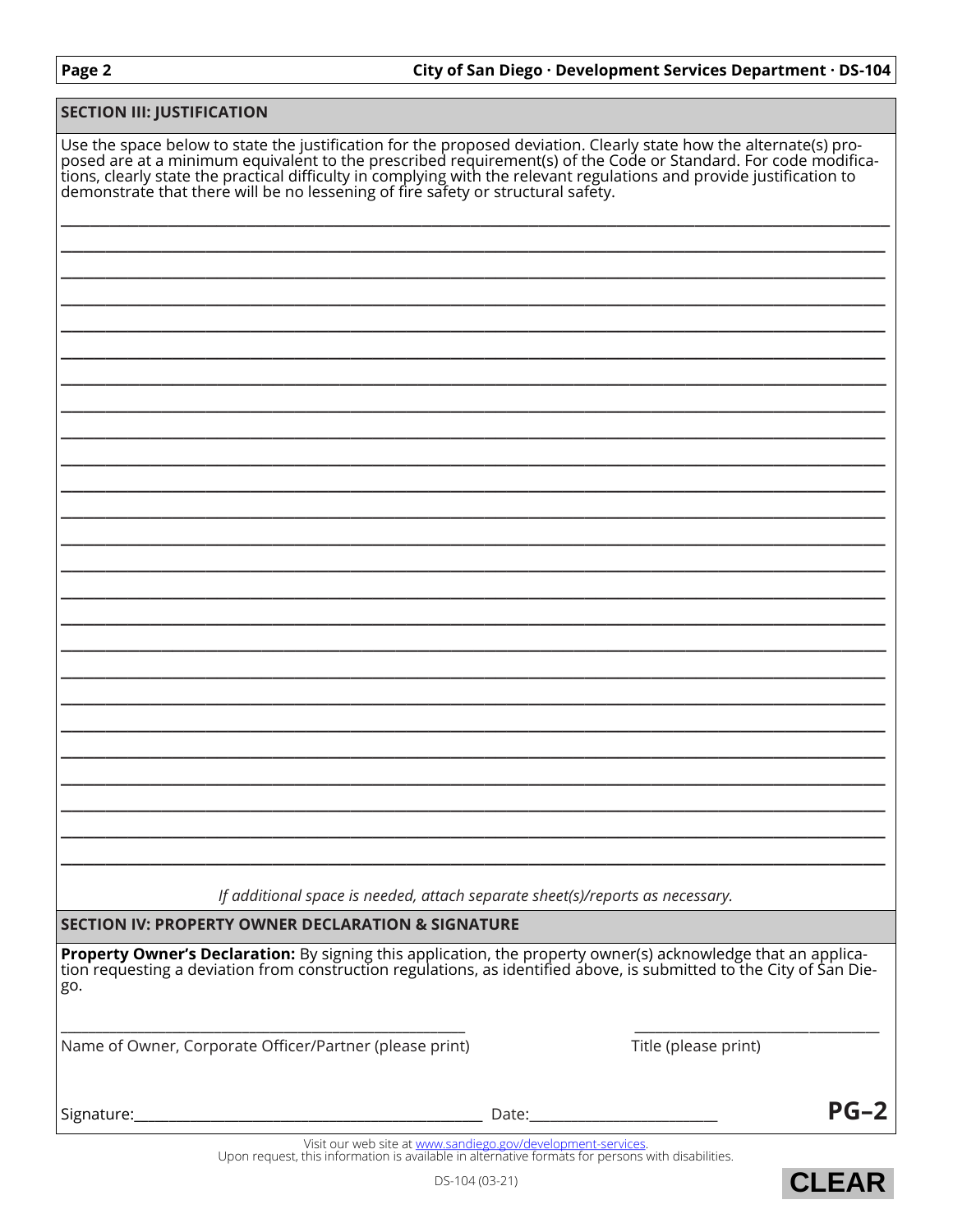## SECTION III: JUSTIFICATION

Use the space below to state the justification for the proposed deviation. Clearly state how the alternate(s) proposed are at a minimum equivalent to the prescribed requirement(s) of the Code or Standard. For code modifications, clearly state the practical difficulty in complying with the relevant regulations and provide justification to demonstrate that there will be no lessening of fire safety or structural safety.

*If additional space is needed, attach separate sheet(s)/reports as necessary.*

## SECTION IV: PROPERTY OWNER DECLARATION & SIGNATURE

**Property Owner's Declaration:** By signing this application, the property owner(s) acknowledge that an application requesting a deviation from construction regulations, as identified above, is submitted to the City of San Diego.

Name of Owner, Corporate Officer/Partner (please print): ______________________

Title (please print): ______________________

Signature: ______________________ Date: ______________________

**PG–2**

Visit our web site at www.sandiego.gov/development-services.
Upon request, this information is available in alternative formats for persons with disabilities.

DS-104 (03-21)

CLEAR